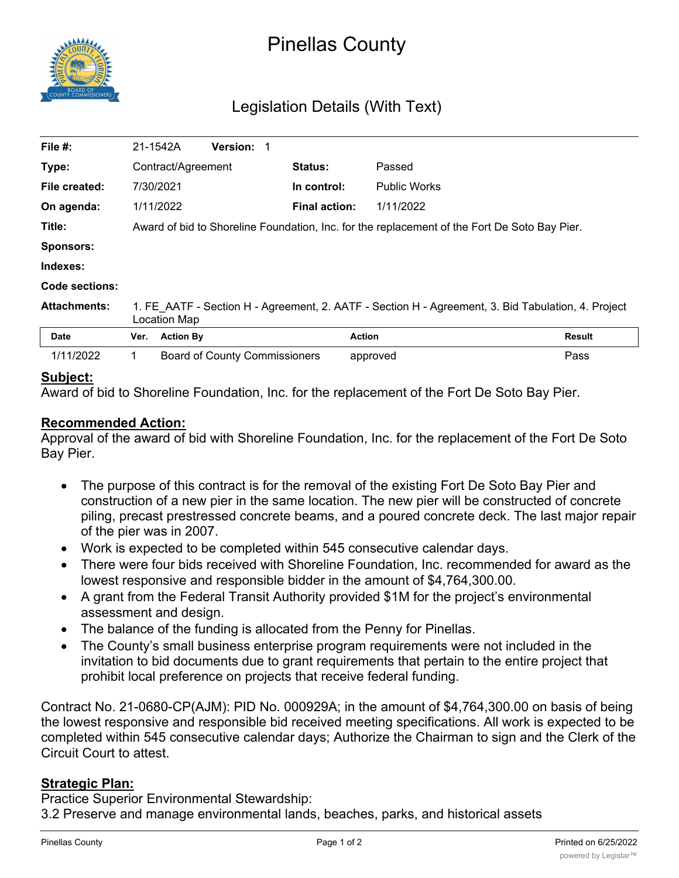# Pinellas County

## Legislation Details (With Text)

| | | | |
|---|---|---|---|
| **File #:** | 21-1542A **Version:** 1 | | |
| **Type:** | Contract/Agreement | **Status:** | Passed |
| **File created:** | 7/30/2021 | **In control:** | Public Works |
| **On agenda:** | 1/11/2022 | **Final action:** | 1/11/2022 |
| **Title:** | Award of bid to Shoreline Foundation, Inc. for the replacement of the Fort De Soto Bay Pier. | | |
| **Sponsors:** | | | |
| **Indexes:** | | | |
| **Code sections:** | | | |
| **Attachments:** | 1. FE_AATF - Section H - Agreement, 2. AATF - Section H - Agreement, 3. Bid Tabulation, 4. Project Location Map | | |

| Date | Ver. | Action By | Action | Result |
|---|---|---|---|---|
| 1/11/2022 | 1 | Board of County Commissioners | approved | Pass |

**Subject:**

Award of bid to Shoreline Foundation, Inc. for the replacement of the Fort De Soto Bay Pier.

**Recommended Action:**

Approval of the award of bid with Shoreline Foundation, Inc. for the replacement of the Fort De Soto Bay Pier.

- The purpose of this contract is for the removal of the existing Fort De Soto Bay Pier and construction of a new pier in the same location. The new pier will be constructed of concrete piling, precast prestressed concrete beams, and a poured concrete deck. The last major repair of the pier was in 2007.
- Work is expected to be completed within 545 consecutive calendar days.
- There were four bids received with Shoreline Foundation, Inc. recommended for award as the lowest responsive and responsible bidder in the amount of $4,764,300.00.
- A grant from the Federal Transit Authority provided $1M for the project's environmental assessment and design.
- The balance of the funding is allocated from the Penny for Pinellas.
- The County's small business enterprise program requirements were not included in the invitation to bid documents due to grant requirements that pertain to the entire project that prohibit local preference on projects that receive federal funding.

Contract No. 21-0680-CP(AJM): PID No. 000929A; in the amount of $4,764,300.00 on basis of being the lowest responsive and responsible bid received meeting specifications. All work is expected to be completed within 545 consecutive calendar days; Authorize the Chairman to sign and the Clerk of the Circuit Court to attest.

**Strategic Plan:**

Practice Superior Environmental Stewardship:
3.2 Preserve and manage environmental lands, beaches, parks, and historical assets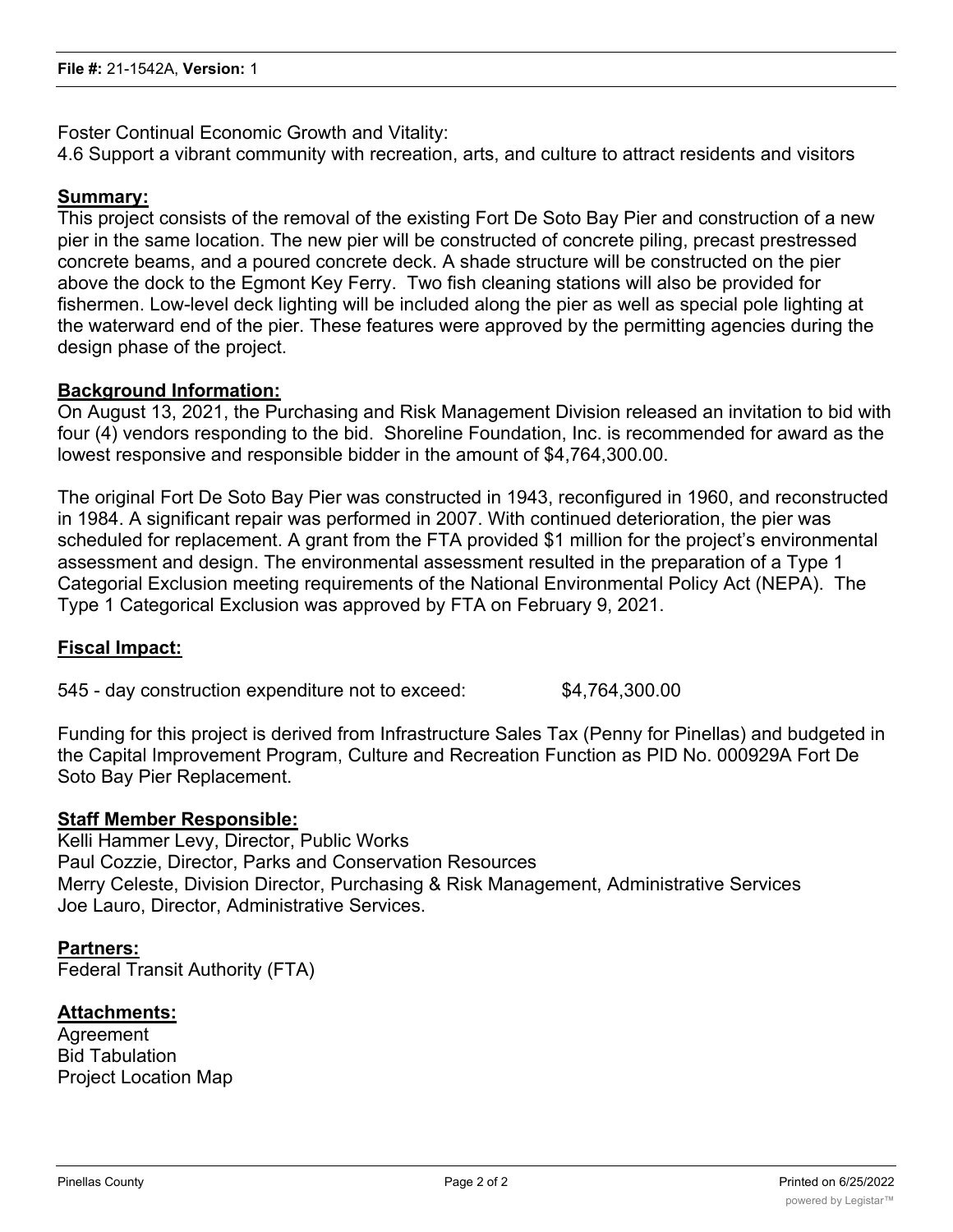Foster Continual Economic Growth and Vitality:
4.6 Support a vibrant community with recreation, arts, and culture to attract residents and visitors

**Summary:**

This project consists of the removal of the existing Fort De Soto Bay Pier and construction of a new pier in the same location. The new pier will be constructed of concrete piling, precast prestressed concrete beams, and a poured concrete deck. A shade structure will be constructed on the pier above the dock to the Egmont Key Ferry. Two fish cleaning stations will also be provided for fishermen. Low-level deck lighting will be included along the pier as well as special pole lighting at the waterward end of the pier. These features were approved by the permitting agencies during the design phase of the project.

**Background Information:**

On August 13, 2021, the Purchasing and Risk Management Division released an invitation to bid with four (4) vendors responding to the bid. Shoreline Foundation, Inc. is recommended for award as the lowest responsive and responsible bidder in the amount of $4,764,300.00.

The original Fort De Soto Bay Pier was constructed in 1943, reconfigured in 1960, and reconstructed in 1984. A significant repair was performed in 2007. With continued deterioration, the pier was scheduled for replacement. A grant from the FTA provided $1 million for the project's environmental assessment and design. The environmental assessment resulted in the preparation of a Type 1 Categorial Exclusion meeting requirements of the National Environmental Policy Act (NEPA). The Type 1 Categorical Exclusion was approved by FTA on February 9, 2021.

**Fiscal Impact:**

545 - day construction expenditure not to exceed: $4,764,300.00

Funding for this project is derived from Infrastructure Sales Tax (Penny for Pinellas) and budgeted in the Capital Improvement Program, Culture and Recreation Function as PID No. 000929A Fort De Soto Bay Pier Replacement.

**Staff Member Responsible:**

Kelli Hammer Levy, Director, Public Works
Paul Cozzie, Director, Parks and Conservation Resources
Merry Celeste, Division Director, Purchasing & Risk Management, Administrative Services
Joe Lauro, Director, Administrative Services.

**Partners:**

Federal Transit Authority (FTA)

**Attachments:**

Agreement
Bid Tabulation
Project Location Map